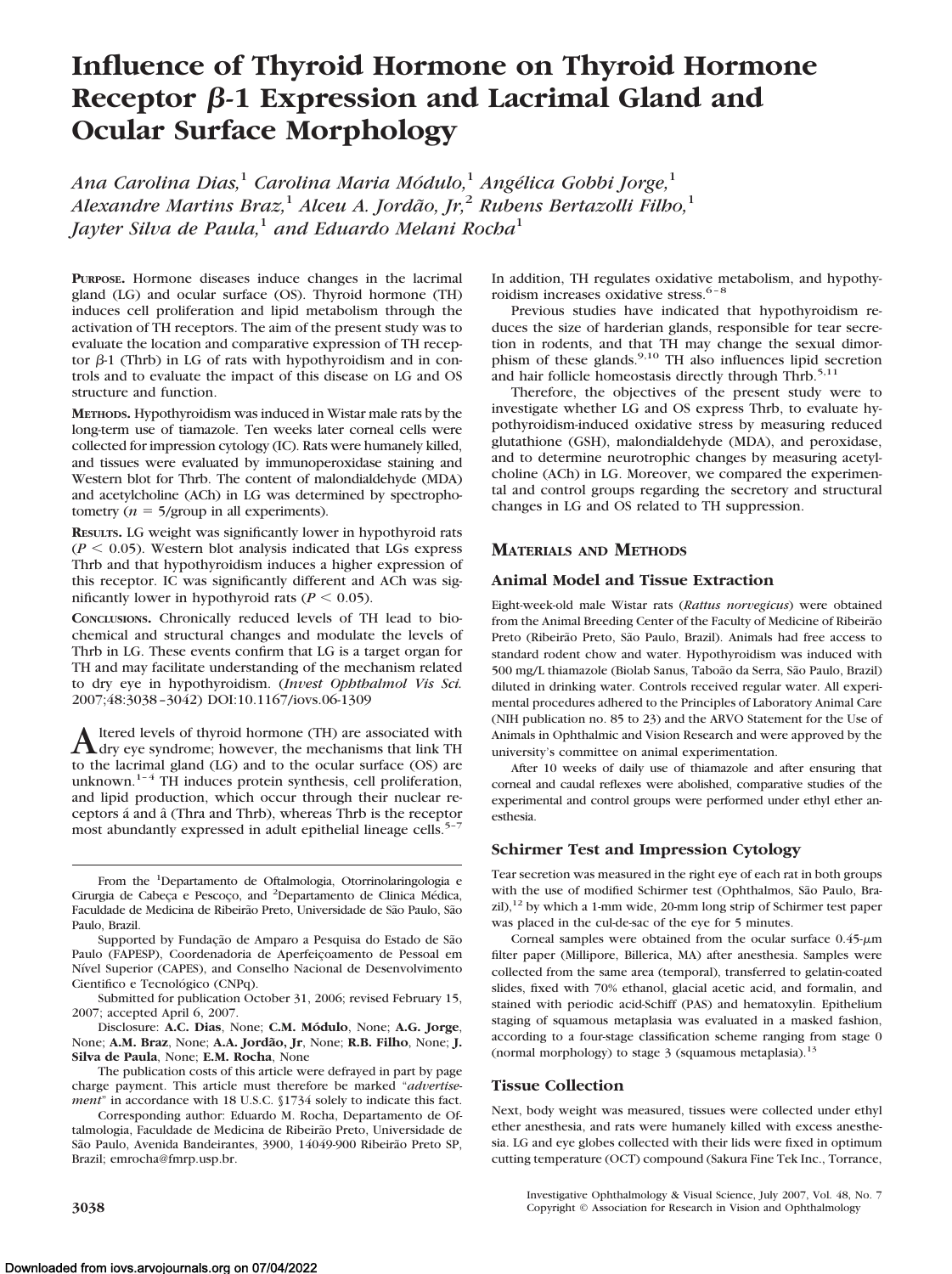# Influence of Thyroid Hormone on Thyroid Hormone Receptor β-1 Expression and Lacrimal Gland and Ocular Surface Morphology

*Ana Carolina Dias,[1] Carolina Maria Módulo,[1] Angélica Gobbi Jorge,[1] Alexandre Martins Braz,[1] Alceu A. Jordão, Jr,[2] Rubens Bertazolli Filho,[1] Jayter Silva de Paula,[1] and Eduardo Melani Rocha[1]*

**PURPOSE.** Hormone diseases induce changes in the lacrimal gland (LG) and ocular surface (OS). Thyroid hormone (TH) induces cell proliferation and lipid metabolism through the activation of TH receptors. The aim of the present study was to evaluate the location and comparative expression of TH receptor β-1 (Thrb) in LG of rats with hypothyroidism and in controls and to evaluate the impact of this disease on LG and OS structure and function.

**METHODS.** Hypothyroidism was induced in Wistar male rats by the long-term use of tiamazole. Ten weeks later corneal cells were collected for impression cytology (IC). Rats were humanely killed, and tissues were evaluated by immunoperoxidase staining and Western blot for Thrb. The content of malondialdehyde (MDA) and acetylcholine (ACh) in LG was determined by spectrophotometry ($n = 5$/group in all experiments).

**RESULTS.** LG weight was significantly lower in hypothyroid rats ($P < 0.05$). Western blot analysis indicated that LGs express Thrb and that hypothyroidism induces a higher expression of this receptor. IC was significantly different and ACh was significantly lower in hypothyroid rats ($P < 0.05$).

**CONCLUSIONS.** Chronically reduced levels of TH lead to biochemical and structural changes and modulate the levels of Thrb in LG. These events confirm that LG is a target organ for TH and may facilitate understanding of the mechanism related to dry eye in hypothyroidism. (*Invest Ophthalmol Vis Sci.* 2007;48:3038–3042) DOI:10.1167/iovs.06-1309

Altered levels of thyroid hormone (TH) are associated with dry eye syndrome; however, the mechanisms that link TH to the lacrimal gland (LG) and to the ocular surface (OS) are unknown.[1–4] TH induces protein synthesis, cell proliferation, and lipid production, which occur through their nuclear receptors á and â (Thra and Thrb), whereas Thrb is the receptor most abundantly expressed in adult epithelial lineage cells.[5–7] In addition, TH regulates oxidative metabolism, and hypothyroidism increases oxidative stress.[6–8]

Previous studies have indicated that hypothyroidism reduces the size of harderian glands, responsible for tear secretion in rodents, and that TH may change the sexual dimorphism of these glands.[9,10] TH also influences lipid secretion and hair follicle homeostasis directly through Thrb.[5,11]

Therefore, the objectives of the present study were to investigate whether LG and OS express Thrb, to evaluate hypothyroidism-induced oxidative stress by measuring reduced glutathione (GSH), malondialdehyde (MDA), and peroxidase, and to determine neurotrophic changes by measuring acetylcholine (ACh) in LG. Moreover, we compared the experimental and control groups regarding the secretory and structural changes in LG and OS related to TH suppression.

From the [1]Departamento de Oftalmologia, Otorrinolaringologia e Cirurgia de Cabeça e Pescoço, and [2]Departamento de Clinica Médica, Faculdade de Medicina de Ribeirão Preto, Universidade de São Paulo, São Paulo, Brazil.

Supported by Fundação de Amparo a Pesquisa do Estado de São Paulo (FAPESP), Coordenadoria de Aperfeiçoamento de Pessoal em Nível Superior (CAPES), and Conselho Nacional de Desenvolvimento Cientifico e Tecnológico (CNPq).

Submitted for publication October 31, 2006; revised February 15, 2007; accepted April 6, 2007.

Disclosure: **A.C. Dias**, None; **C.M. Módulo**, None; **A.G. Jorge**, None; **A.M. Braz**, None; **A.A. Jordão, Jr**, None; **R.B. Filho**, None; **J. Silva de Paula**, None; **E.M. Rocha**, None

The publication costs of this article were defrayed in part by page charge payment. This article must therefore be marked "*advertisement*" in accordance with 18 U.S.C. §1734 solely to indicate this fact.

Corresponding author: Eduardo M. Rocha, Departamento de Oftalmologia, Faculdade de Medicina de Ribeirão Preto, Universidade de São Paulo, Avenida Bandeirantes, 3900, 14049-900 Ribeirão Preto SP, Brazil; emrocha@fmrp.usp.br.

## MATERIALS AND METHODS

### Animal Model and Tissue Extraction

Eight-week-old male Wistar rats (*Rattus norvegicus*) were obtained from the Animal Breeding Center of the Faculty of Medicine of Ribeirão Preto (Ribeirão Preto, São Paulo, Brazil). Animals had free access to standard rodent chow and water. Hypothyroidism was induced with 500 mg/L thiamazole (Biolab Sanus, Taboão da Serra, São Paulo, Brazil) diluted in drinking water. Controls received regular water. All experimental procedures adhered to the Principles of Laboratory Animal Care (NIH publication no. 85 to 23) and the ARVO Statement for the Use of Animals in Ophthalmic and Vision Research and were approved by the university's committee on animal experimentation.

After 10 weeks of daily use of thiamazole and after ensuring that corneal and caudal reflexes were abolished, comparative studies of the experimental and control groups were performed under ethyl ether anesthesia.

### Schirmer Test and Impression Cytology

Tear secretion was measured in the right eye of each rat in both groups with the use of modified Schirmer test (Ophthalmos, São Paulo, Brazil),[12] by which a 1-mm wide, 20-mm long strip of Schirmer test paper was placed in the cul-de-sac of the eye for 5 minutes.

Corneal samples were obtained from the ocular surface 0.45-μm filter paper (Millipore, Billerica, MA) after anesthesia. Samples were collected from the same area (temporal), transferred to gelatin-coated slides, fixed with 70% ethanol, glacial acetic acid, and formalin, and stained with periodic acid-Schiff (PAS) and hematoxylin. Epithelium staging of squamous metaplasia was evaluated in a masked fashion, according to a four-stage classification scheme ranging from stage 0 (normal morphology) to stage 3 (squamous metaplasia).[13]

### Tissue Collection

Next, body weight was measured, tissues were collected under ethyl ether anesthesia, and rats were humanely killed with excess anesthesia. LG and eye globes collected with their lids were fixed in optimum cutting temperature (OCT) compound (Sakura Fine Tek Inc., Torrance,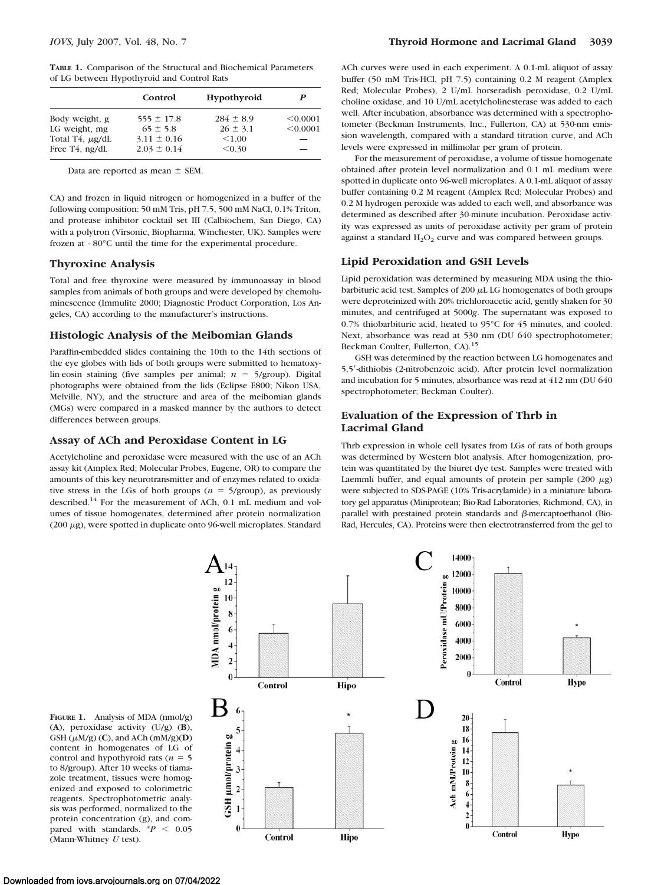**TABLE 1.** Comparison of the Structural and Biochemical Parameters of LG between Hypothyroid and Control Rats

| | Control | Hypothyroid | *P* |
|---|---|---|---|
| Body weight, g | 555 ± 17.8 | 284 ± 8.9 | <0.0001 |
| LG weight, mg | 65 ± 5.8 | 26 ± 3.1 | <0.0001 |
| Total T4, μg/dL | 3.11 ± 0.16 | <1.00 | — |
| Free T4, ng/dL | 2.03 ± 0.14 | <0.30 | — |

Data are reported as mean ± SEM.

CA) and frozen in liquid nitrogen or homogenized in a buffer of the following composition: 50 mM Tris, pH 7.5, 500 mM NaCl, 0.1% Triton, and protease inhibitor cocktail set III (Calbiochem, San Diego, CA) with a polytron (Virsonic, Biopharma, Winchester, UK). Samples were frozen at −80°C until the time for the experimental procedure.

### Thyroxine Analysis

Total and free thyroxine were measured by immunoassay in blood samples from animals of both groups and were developed by chemoluminescence (Immulite 2000; Diagnostic Product Corporation, Los Angeles, CA) according to the manufacturer's instructions.

### Histologic Analysis of the Meibomian Glands

Paraffin-embedded slides containing the 10th to the 14th sections of the eye globes with lids of both groups were submitted to hematoxylin-eosin staining (five samples per animal; $n = 5$/group). Digital photographs were obtained from the lids (Eclipse E800; Nikon USA, Melville, NY), and the structure and area of the meibomian glands (MGs) were compared in a masked manner by the authors to detect differences between groups.

### Assay of ACh and Peroxidase Content in LG

Acetylcholine and peroxidase were measured with the use of an ACh assay kit (Amplex Red; Molecular Probes, Eugene, OR) to compare the amounts of this key neurotransmitter and of enzymes related to oxidative stress in the LGs of both groups ($n = 5$/group), as previously described.[14] For the measurement of ACh, 0.1 mL medium and volumes of tissue homogenates, determined after protein normalization (200 μg), were spotted in duplicate onto 96-well microplates. Standard ACh curves were used in each experiment. A 0.1-mL aliquot of assay buffer (50 mM Tris-HCl, pH 7.5) containing 0.2 M reagent (Amplex Red; Molecular Probes), 2 U/mL horseradish peroxidase, 0.2 U/mL choline oxidase, and 10 U/mL acetylcholinesterase was added to each well. After incubation, absorbance was determined with a spectrophotometer (Beckman Instruments, Inc., Fullerton, CA) at 530-nm emission wavelength, compared with a standard titration curve, and ACh levels were expressed in millimolar per gram of protein.

For the measurement of peroxidase, a volume of tissue homogenate obtained after protein level normalization and 0.1 mL medium were spotted in duplicate onto 96-well microplates. A 0.1-mL aliquot of assay buffer containing 0.2 M reagent (Amplex Red; Molecular Probes) and 0.2 M hydrogen peroxide was added to each well, and absorbance was determined as described after 30-minute incubation. Peroxidase activity was expressed as units of peroxidase activity per gram of protein against a standard $H_2O_2$ curve and was compared between groups.

### Lipid Peroxidation and GSH Levels

Lipid peroxidation was determined by measuring MDA using the thiobarbituric acid test. Samples of 200 μL LG homogenates of both groups were deproteinized with 20% trichloroacetic acid, gently shaken for 30 minutes, and centrifuged at 5000*g*. The supernatant was exposed to 0.7% thiobarbituric acid, heated to 95°C for 45 minutes, and cooled. Next, absorbance was read at 530 nm (DU 640 spectrophotometer; Beckman Coulter, Fullerton, CA).[15]

GSH was determined by the reaction between LG homogenates and 5,5′-dithiobis (2-nitrobenzoic acid). After protein level normalization and incubation for 5 minutes, absorbance was read at 412 nm (DU 640 spectrophotometer; Beckman Coulter).

### Evaluation of the Expression of Thrb in Lacrimal Gland

Thrb expression in whole cell lysates from LGs of rats of both groups was determined by Western blot analysis. After homogenization, protein was quantitated by the biuret dye test. Samples were treated with Laemmli buffer, and equal amounts of protein per sample (200 μg) were subjected to SDS-PAGE (10% Tris-acrylamide) in a miniature laboratory gel apparatus (Miniprotean; Bio-Rad Laboratories, Richmond, CA), in parallel with prestained protein standards and β-mercaptoethanol (Bio-Rad, Hercules, CA). Proteins were then electrotransferred from the gel to

**FIGURE 1.** Analysis of MDA (nmol/g) (**A**), peroxidase activity (U/g) (**B**), GSH (μM/g) (**C**), and ACh (mM/g)(**D**) content in homogenates of LG of control and hypothyroid rats ($n = 5$ to 8/group). After 10 weeks of tiamazole treatment, tissues were homogenized and exposed to colorimetric reagents. Spectrophotometric analysis was performed, normalized to the protein concentration (g), and compared with standards. *$P < 0.05$ (Mann-Whitney *U* test).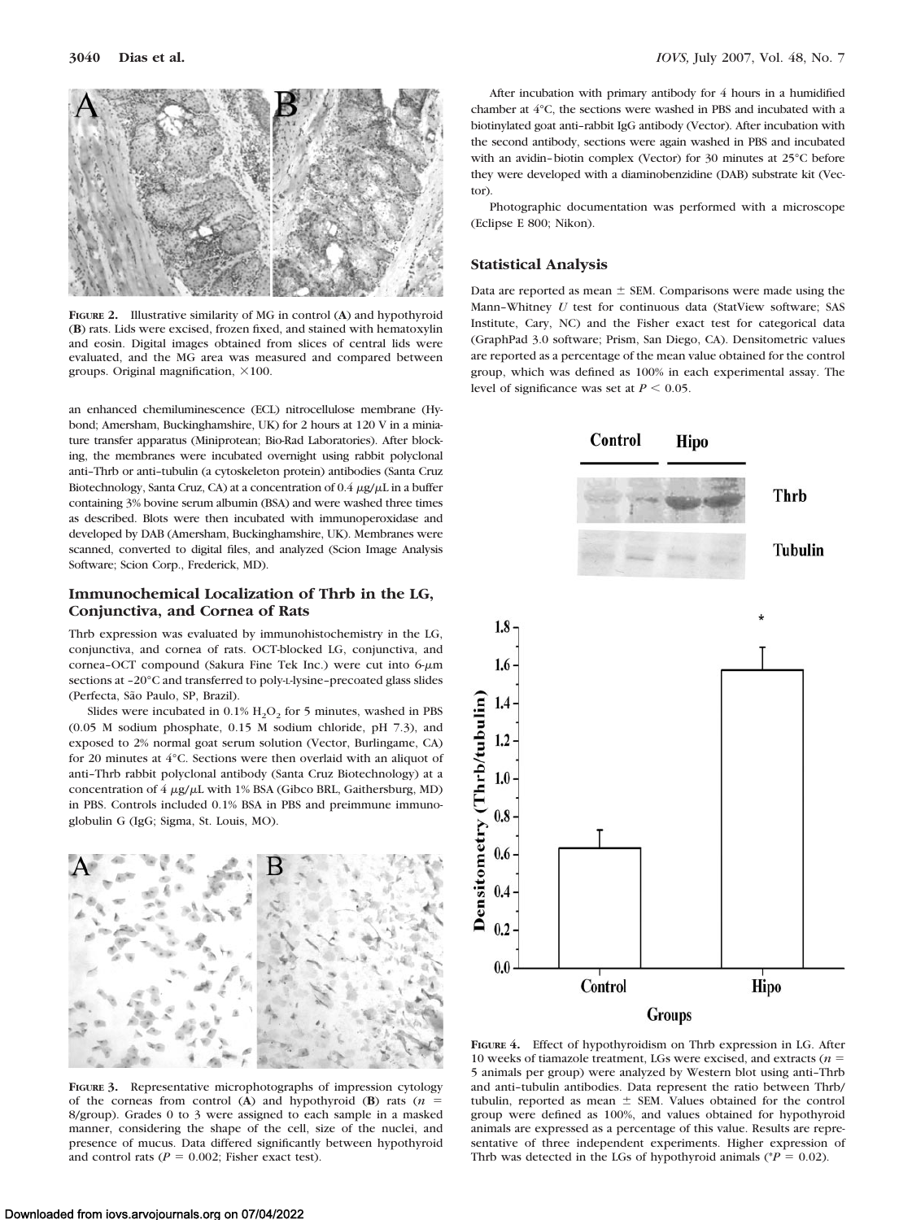FIGURE 2. Illustrative similarity of MG in control (A) and hypothyroid (B) rats. Lids were excised, frozen fixed, and stained with hematoxylin and eosin. Digital images obtained from slices of central lids were evaluated, and the MG area was measured and compared between groups. Original magnification, ×100.

an enhanced chemiluminescence (ECL) nitrocellulose membrane (Hybond; Amersham, Buckinghamshire, UK) for 2 hours at 120 V in a miniature transfer apparatus (Miniprotean; Bio-Rad Laboratories). After blocking, the membranes were incubated overnight using rabbit polyclonal anti–Thrb or anti–tubulin (a cytoskeleton protein) antibodies (Santa Cruz Biotechnology, Santa Cruz, CA) at a concentration of 0.4 $\mu$g/$\mu$L in a buffer containing 3% bovine serum albumin (BSA) and were washed three times as described. Blots were then incubated with immunoperoxidase and developed by DAB (Amersham, Buckinghamshire, UK). Membranes were scanned, converted to digital files, and analyzed (Scion Image Analysis Software; Scion Corp., Frederick, MD).

### Immunochemical Localization of Thrb in the LG, Conjunctiva, and Cornea of Rats

Thrb expression was evaluated by immunohistochemistry in the LG, conjunctiva, and cornea of rats. OCT-blocked LG, conjunctiva, and cornea–OCT compound (Sakura Fine Tek Inc.) were cut into 6-$\mu$m sections at −20°C and transferred to poly-L-lysine–precoated glass slides (Perfecta, São Paulo, SP, Brazil).

Slides were incubated in 0.1% $H_2O_2$ for 5 minutes, washed in PBS (0.05 M sodium phosphate, 0.15 M sodium chloride, pH 7.3), and exposed to 2% normal goat serum solution (Vector, Burlingame, CA) for 20 minutes at 4°C. Sections were then overlaid with an aliquot of anti–Thrb rabbit polyclonal antibody (Santa Cruz Biotechnology) at a concentration of 4 $\mu$g/$\mu$L with 1% BSA (Gibco BRL, Gaithersburg, MD) in PBS. Controls included 0.1% BSA in PBS and preimmune immunoglobulin G (IgG; Sigma, St. Louis, MO).

FIGURE 3. Representative microphotographs of impression cytology of the corneas from control (A) and hypothyroid (B) rats ($n$ = 8/group). Grades 0 to 3 were assigned to each sample in a masked manner, considering the shape of the cell, size of the nuclei, and presence of mucus. Data differed significantly between hypothyroid and control rats ($P$ = 0.002; Fisher exact test).

After incubation with primary antibody for 4 hours in a humidified chamber at 4°C, the sections were washed in PBS and incubated with a biotinylated goat anti–rabbit IgG antibody (Vector). After incubation with the second antibody, sections were again washed in PBS and incubated with an avidin–biotin complex (Vector) for 30 minutes at 25°C before they were developed with a diaminobenzidine (DAB) substrate kit (Vector).

Photographic documentation was performed with a microscope (Eclipse E 800; Nikon).

### Statistical Analysis

Data are reported as mean ± SEM. Comparisons were made using the Mann–Whitney $U$ test for continuous data (StatView software; SAS Institute, Cary, NC) and the Fisher exact test for categorical data (GraphPad 3.0 software; Prism, San Diego, CA). Densitometric values are reported as a percentage of the mean value obtained for the control group, which was defined as 100% in each experimental assay. The level of significance was set at $P < 0.05$.

FIGURE 4. Effect of hypothyroidism on Thrb expression in LG. After 10 weeks of tiamazole treatment, LGs were excised, and extracts ($n$ = 5 animals per group) were analyzed by Western blot using anti–Thrb and anti–tubulin antibodies. Data represent the ratio between Thrb/tubulin, reported as mean ± SEM. Values obtained for the control group were defined as 100%, and values obtained for hypothyroid animals are expressed as a percentage of this value. Results are representative of three independent experiments. Higher expression of Thrb was detected in the LGs of hypothyroid animals (*$P$ = 0.02).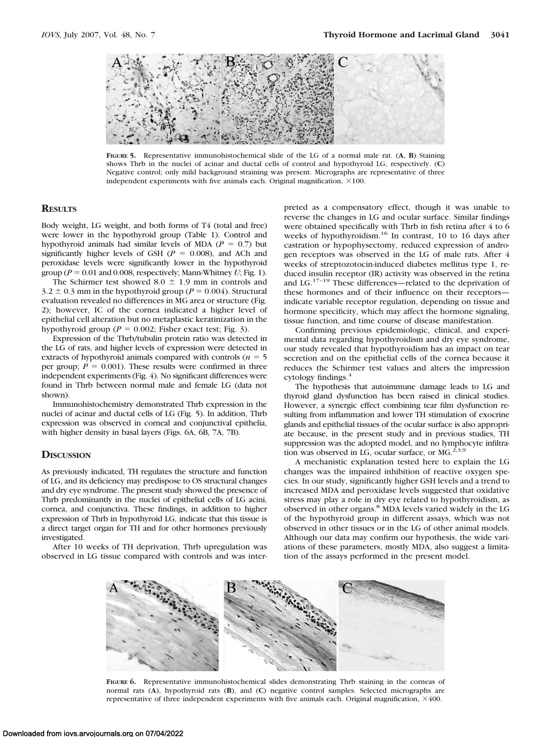FIGURE 5. Representative immunohistochemical slide of the LG of a normal male rat. (**A**, **B**) Staining shows Thrb in the nuclei of acinar and ductal cells of control and hypothyroid LG, respectively. (**C**) Negative control; only mild background staining was present. Micrographs are representative of three independent experiments with five animals each. Original magnification, ×100.

## RESULTS

Body weight, LG weight, and both forms of T4 (total and free) were lower in the hypothyroid group (Table 1). Control and hypothyroid animals had similar levels of MDA ($P = 0.7$) but significantly higher levels of GSH ($P = 0.008$), and ACh and peroxidase levels were significantly lower in the hypothyroid group ($P = 0.01$ and 0.008, respectively; Mann-Whitney $U$; Fig. 1).

The Schirmer test showed 8.0 ± 1.9 mm in controls and 3.2 ± 0.3 mm in the hypothyroid group ($P = 0.004$). Structural evaluation revealed no differences in MG area or structure (Fig. 2); however, IC of the cornea indicated a higher level of epithelial cell alteration but no metaplastic keratinization in the hypothyroid group ($P = 0.002$; Fisher exact test; Fig. 3).

Expression of the Thrb/tubulin protein ratio was detected in the LG of rats, and higher levels of expression were detected in extracts of hypothyroid animals compared with controls ($n = 5$ per group; $P = 0.001$). These results were confirmed in three independent experiments (Fig. 4). No significant differences were found in Thrb between normal male and female LG (data not shown).

Immunohistochemistry demonstrated Thrb expression in the nuclei of acinar and ductal cells of LG (Fig. 5). In addition, Thrb expression was observed in corneal and conjunctival epithelia, with higher density in basal layers (Figs. 6A, 6B, 7A, 7B).

## DISCUSSION

As previously indicated, TH regulates the structure and function of LG, and its deficiency may predispose to OS structural changes and dry eye syndrome. The present study showed the presence of Thrb predominantly in the nuclei of epithelial cells of LG acini, cornea, and conjunctiva. These findings, in addition to higher expression of Thrb in hypothyroid LG, indicate that this tissue is a direct target organ for TH and for other hormones previously investigated.

After 10 weeks of TH deprivation, Thrb upregulation was observed in LG tissue compared with controls and was interpreted as a compensatory effect, though it was unable to reverse the changes in LG and ocular surface. Similar findings were obtained specifically with Thrb in fish retina after 4 to 6 weeks of hypothyroidism.[16] In contrast, 10 to 16 days after castration or hypophysectomy, reduced expression of androgen receptors was observed in the LG of male rats. After 4 weeks of streptozotocin-induced diabetes mellitus type 1, reduced insulin receptor (IR) activity was observed in the retina and LG.[17–19] These differences—related to the deprivation of these hormones and of their influence on their receptors—indicate variable receptor regulation, depending on tissue and hormone specificity, which may affect the hormone signaling, tissue function, and time course of disease manifestation.

Confirming previous epidemiologic, clinical, and experimental data regarding hypothyroidism and dry eye syndrome, our study revealed that hypothyroidism has an impact on tear secretion and on the epithelial cells of the cornea because it reduces the Schirmer test values and alters the impression cytology findings.[4]

The hypothesis that autoimmune damage leads to LG and thyroid gland dysfunction has been raised in clinical studies. However, a synergic effect combining tear film dysfunction resulting from inflammation and lower TH stimulation of exocrine glands and epithelial tissues of the ocular surface is also appropriate because, in the present study and in previous studies, TH suppression was the adopted model, and no lymphocyte infiltration was observed in LG, ocular surface, or MG.[2,3,9]

A mechanistic explanation tested here to explain the LG changes was the impaired inhibition of reactive oxygen species. In our study, significantly higher GSH levels and a trend to increased MDA and peroxidase levels suggested that oxidative stress may play a role in dry eye related to hypothyroidism, as observed in other organs.[8] MDA levels varied widely in the LG of the hypothyroid group in different assays, which was not observed in other tissues or in the LG of other animal models. Although our data may confirm our hypothesis, the wide variations of these parameters, mostly MDA, also suggest a limitation of the assays performed in the present model.

FIGURE 6. Representative immunohistochemical slides demonstrating Thrb staining in the corneas of normal rats (**A**), hypothyroid rats (**B**), and (**C**) negative control samples. Selected micrographs are representative of three independent experiments with five animals each. Original magnification, ×400.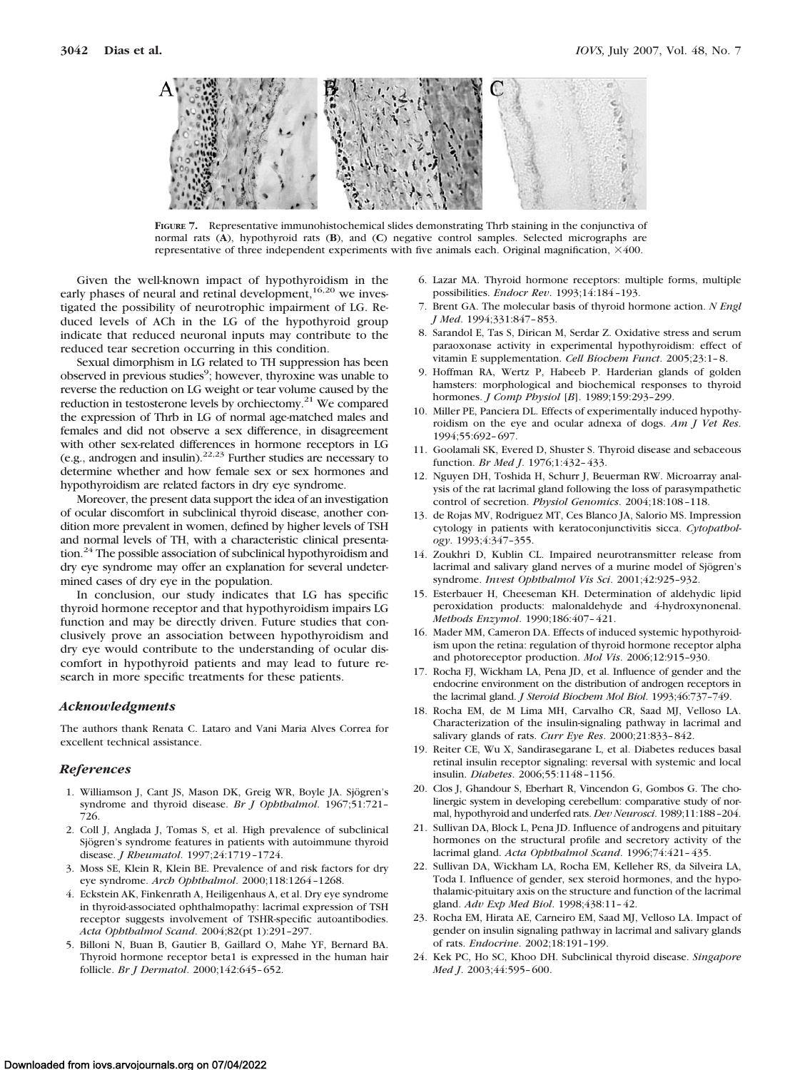**FIGURE 7.** Representative immunohistochemical slides demonstrating Thrb staining in the conjunctiva of normal rats (**A**), hypothyroid rats (**B**), and (**C**) negative control samples. Selected micrographs are representative of three independent experiments with five animals each. Original magnification, ×400.

Given the well-known impact of hypothyroidism in the early phases of neural and retinal development,[16,20] we investigated the possibility of neurotrophic impairment of LG. Reduced levels of ACh in the LG of the hypothyroid group indicate that reduced neuronal inputs may contribute to the reduced tear secretion occurring in this condition.

Sexual dimorphism in LG related to TH suppression has been observed in previous studies[9]; however, thyroxine was unable to reverse the reduction on LG weight or tear volume caused by the reduction in testosterone levels by orchiectomy.[21] We compared the expression of Thrb in LG of normal age-matched males and females and did not observe a sex difference, in disagreement with other sex-related differences in hormone receptors in LG (e.g., androgen and insulin).[22,23] Further studies are necessary to determine whether and how female sex or sex hormones and hypothyroidism are related factors in dry eye syndrome.

Moreover, the present data support the idea of an investigation of ocular discomfort in subclinical thyroid disease, another condition more prevalent in women, defined by higher levels of TSH and normal levels of TH, with a characteristic clinical presentation.[24] The possible association of subclinical hypothyroidism and dry eye syndrome may offer an explanation for several undetermined cases of dry eye in the population.

In conclusion, our study indicates that LG has specific thyroid hormone receptor and that hypothyroidism impairs LG function and may be directly driven. Future studies that conclusively prove an association between hypothyroidism and dry eye would contribute to the understanding of ocular discomfort in hypothyroid patients and may lead to future research in more specific treatments for these patients.

### *Acknowledgments*

The authors thank Renata C. Lataro and Vani Maria Alves Correa for excellent technical assistance.

### *References*

1. Williamson J, Cant JS, Mason DK, Greig WR, Boyle JA. Sjögren's syndrome and thyroid disease. *Br J Ophthalmol*. 1967;51:721–726.
2. Coll J, Anglada J, Tomas S, et al. High prevalence of subclinical Sjögren's syndrome features in patients with autoimmune thyroid disease. *J Rheumatol*. 1997;24:1719–1724.
3. Moss SE, Klein R, Klein BE. Prevalence of and risk factors for dry eye syndrome. *Arch Ophthalmol*. 2000;118:1264–1268.
4. Eckstein AK, Finkenrath A, Heiligenhaus A, et al. Dry eye syndrome in thyroid-associated ophthalmopathy: lacrimal expression of TSH receptor suggests involvement of TSHR-specific autoantibodies. *Acta Ophthalmol Scand*. 2004;82(pt 1):291–297.
5. Billoni N, Buan B, Gautier B, Gaillard O, Mahe YF, Bernard BA. Thyroid hormone receptor beta1 is expressed in the human hair follicle. *Br J Dermatol*. 2000;142:645–652.
6. Lazar MA. Thyroid hormone receptors: multiple forms, multiple possibilities. *Endocr Rev*. 1993;14:184–193.
7. Brent GA. The molecular basis of thyroid hormone action. *N Engl J Med*. 1994;331:847–853.
8. Sarandol E, Tas S, Dirican M, Serdar Z. Oxidative stress and serum paraoxonase activity in experimental hypothyroidism: effect of vitamin E supplementation. *Cell Biochem Funct*. 2005;23:1–8.
9. Hoffman RA, Wertz P, Habeeb P. Harderian glands of golden hamsters: morphological and biochemical responses to thyroid hormones. *J Comp Physiol [B]*. 1989;159:293–299.
10. Miller PE, Panciera DL. Effects of experimentally induced hypothyroidism on the eye and ocular adnexa of dogs. *Am J Vet Res*. 1994;55:692–697.
11. Goolamali SK, Evered D, Shuster S. Thyroid disease and sebaceous function. *Br Med J*. 1976;1:432–433.
12. Nguyen DH, Toshida H, Schurr J, Beuerman RW. Microarray analysis of the rat lacrimal gland following the loss of parasympathetic control of secretion. *Physiol Genomics*. 2004;18:108–118.
13. de Rojas MV, Rodriguez MT, Ces Blanco JA, Salorio MS. Impression cytology in patients with keratoconjunctivitis sicca. *Cytopathology*. 1993;4:347–355.
14. Zoukhri D, Kublin CL. Impaired neurotransmitter release from lacrimal and salivary gland nerves of a murine model of Sjögren's syndrome. *Invest Ophthalmol Vis Sci*. 2001;42:925–932.
15. Esterbauer H, Cheeseman KH. Determination of aldehydic lipid peroxidation products: malonaldehyde and 4-hydroxynonenal. *Methods Enzymol*. 1990;186:407–421.
16. Mader MM, Cameron DA. Effects of induced systemic hypothyroidism upon the retina: regulation of thyroid hormone receptor alpha and photoreceptor production. *Mol Vis*. 2006;12:915–930.
17. Rocha FJ, Wickham LA, Pena JD, et al. Influence of gender and the endocrine environment on the distribution of androgen receptors in the lacrimal gland. *J Steroid Biochem Mol Biol*. 1993;46:737–749.
18. Rocha EM, de M Lima MH, Carvalho CR, Saad MJ, Velloso LA. Characterization of the insulin-signaling pathway in lacrimal and salivary glands of rats. *Curr Eye Res*. 2000;21:833–842.
19. Reiter CE, Wu X, Sandirasegarane L, et al. Diabetes reduces basal retinal insulin receptor signaling: reversal with systemic and local insulin. *Diabetes*. 2006;55:1148–1156.
20. Clos J, Ghandour S, Eberhart R, Vincendon G, Gombos G. The cholinergic system in developing cerebellum: comparative study of normal, hypothyroid and underfed rats. *Dev Neurosci*. 1989;11:188–204.
21. Sullivan DA, Block L, Pena JD. Influence of androgens and pituitary hormones on the structural profile and secretory activity of the lacrimal gland. *Acta Ophthalmol Scand*. 1996;74:421–435.
22. Sullivan DA, Wickham LA, Rocha EM, Kelleher RS, da Silveira LA, Toda I. Influence of gender, sex steroid hormones, and the hypothalamic-pituitary axis on the structure and function of the lacrimal gland. *Adv Exp Med Biol*. 1998;438:11–42.
23. Rocha EM, Hirata AE, Carneiro EM, Saad MJ, Velloso LA. Impact of gender on insulin signaling pathway in lacrimal and salivary glands of rats. *Endocrine*. 2002;18:191–199.
24. Kek PC, Ho SC, Khoo DH. Subclinical thyroid disease. *Singapore Med J*. 2003;44:595–600.